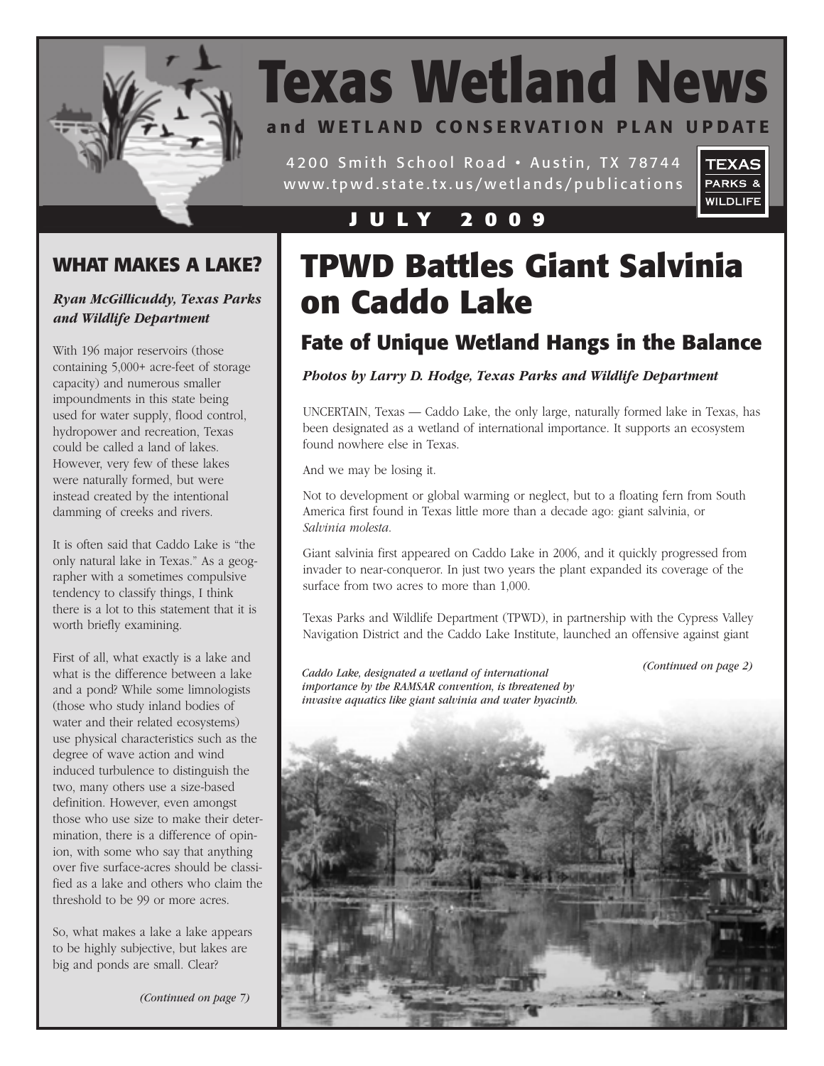# Texas Wetland News

**and WETLAND CONSERVATION PLAN UPDATE**

4200 Smith School Road • Austin, TX 78744
www.tpwd.state.tx.us/wetlands/publications

TEXAS PARKS & WILDLIFE

**JULY 2009**

## TPWD Battles Giant Salvinia on Caddo Lake

### Fate of Unique Wetland Hangs in the Balance

***Photos by Larry D. Hodge, Texas Parks and Wildlife Department***

UNCERTAIN, Texas — Caddo Lake, the only large, naturally formed lake in Texas, has been designated as a wetland of international importance. It supports an ecosystem found nowhere else in Texas.

And we may be losing it.

Not to development or global warming or neglect, but to a floating fern from South America first found in Texas little more than a decade ago: giant salvinia, or *Salvinia molesta*.

Giant salvinia first appeared on Caddo Lake in 2006, and it quickly progressed from invader to near-conqueror. In just two years the plant expanded its coverage of the surface from two acres to more than 1,000.

Texas Parks and Wildlife Department (TPWD), in partnership with the Cypress Valley Navigation District and the Caddo Lake Institute, launched an offensive against giant

*(Continued on page 2)*

*Caddo Lake, designated a wetland of international importance by the RAMSAR convention, is threatened by invasive aquatics like giant salvinia and water hyacinth.*

## WHAT MAKES A LAKE?

***Ryan McGillicuddy, Texas Parks and Wildlife Department***

With 196 major reservoirs (those containing 5,000+ acre-feet of storage capacity) and numerous smaller impoundments in this state being used for water supply, flood control, hydropower and recreation, Texas could be called a land of lakes. However, very few of these lakes were naturally formed, but were instead created by the intentional damming of creeks and rivers.

It is often said that Caddo Lake is "the only natural lake in Texas." As a geographer with a sometimes compulsive tendency to classify things, I think there is a lot to this statement that it is worth briefly examining.

First of all, what exactly is a lake and what is the difference between a lake and a pond? While some limnologists (those who study inland bodies of water and their related ecosystems) use physical characteristics such as the degree of wave action and wind induced turbulence to distinguish the two, many others use a size-based definition. However, even amongst those who use size to make their determination, there is a difference of opinion, with some who say that anything over five surface-acres should be classified as a lake and others who claim the threshold to be 99 or more acres.

So, what makes a lake a lake appears to be highly subjective, but lakes are big and ponds are small. Clear?

*(Continued on page 7)*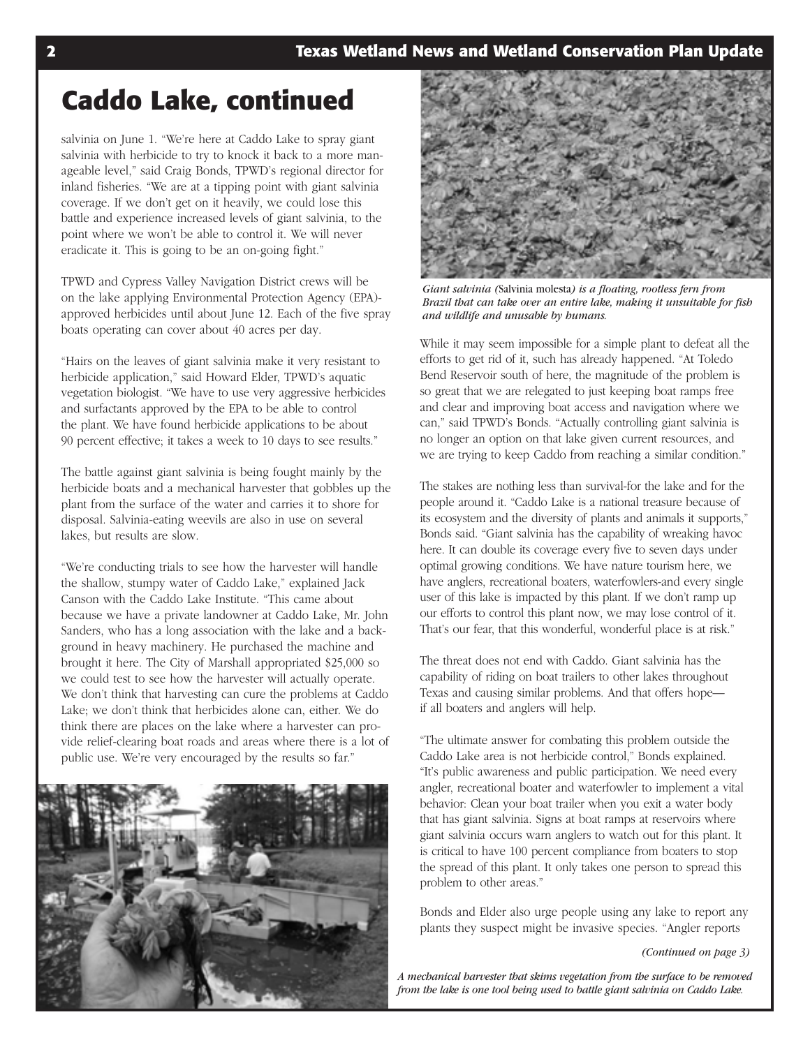# Caddo Lake, continued

salvinia on June 1. "We're here at Caddo Lake to spray giant salvinia with herbicide to try to knock it back to a more manageable level," said Craig Bonds, TPWD's regional director for inland fisheries. "We are at a tipping point with giant salvinia coverage. If we don't get on it heavily, we could lose this battle and experience increased levels of giant salvinia, to the point where we won't be able to control it. We will never eradicate it. This is going to be an on-going fight."

TPWD and Cypress Valley Navigation District crews will be on the lake applying Environmental Protection Agency (EPA)-approved herbicides until about June 12. Each of the five spray boats operating can cover about 40 acres per day.

"Hairs on the leaves of giant salvinia make it very resistant to herbicide application," said Howard Elder, TPWD's aquatic vegetation biologist. "We have to use very aggressive herbicides and surfactants approved by the EPA to be able to control the plant. We have found herbicide applications to be about 90 percent effective; it takes a week to 10 days to see results."

The battle against giant salvinia is being fought mainly by the herbicide boats and a mechanical harvester that gobbles up the plant from the surface of the water and carries it to shore for disposal. Salvinia-eating weevils are also in use on several lakes, but results are slow.

"We're conducting trials to see how the harvester will handle the shallow, stumpy water of Caddo Lake," explained Jack Canson with the Caddo Lake Institute. "This came about because we have a private landowner at Caddo Lake, Mr. John Sanders, who has a long association with the lake and a background in heavy machinery. He purchased the machine and brought it here. The City of Marshall appropriated $25,000 so we could test to see how the harvester will actually operate. We don't think that harvesting can cure the problems at Caddo Lake; we don't think that herbicides alone can, either. We do think there are places on the lake where a harvester can provide relief-clearing boat roads and areas where there is a lot of public use. We're very encouraged by the results so far."

*A mechanical harvester that skims vegetation from the surface to be removed from the lake is one tool being used to battle giant salvinia on Caddo Lake.*

*Giant salvinia (*Salvinia molesta*) is a floating, rootless fern from Brazil that can take over an entire lake, making it unsuitable for fish and wildlife and unusable by humans.*

While it may seem impossible for a simple plant to defeat all the efforts to get rid of it, such has already happened. "At Toledo Bend Reservoir south of here, the magnitude of the problem is so great that we are relegated to just keeping boat ramps free and clear and improving boat access and navigation where we can," said TPWD's Bonds. "Actually controlling giant salvinia is no longer an option on that lake given current resources, and we are trying to keep Caddo from reaching a similar condition."

The stakes are nothing less than survival-for the lake and for the people around it. "Caddo Lake is a national treasure because of its ecosystem and the diversity of plants and animals it supports," Bonds said. "Giant salvinia has the capability of wreaking havoc here. It can double its coverage every five to seven days under optimal growing conditions. We have nature tourism here, we have anglers, recreational boaters, waterfowlers-and every single user of this lake is impacted by this plant. If we don't ramp up our efforts to control this plant now, we may lose control of it. That's our fear, that this wonderful, wonderful place is at risk."

The threat does not end with Caddo. Giant salvinia has the capability of riding on boat trailers to other lakes throughout Texas and causing similar problems. And that offers hope—if all boaters and anglers will help.

"The ultimate answer for combating this problem outside the Caddo Lake area is not herbicide control," Bonds explained. "It's public awareness and public participation. We need every angler, recreational boater and waterfowler to implement a vital behavior: Clean your boat trailer when you exit a water body that has giant salvinia. Signs at boat ramps at reservoirs where giant salvinia occurs warn anglers to watch out for this plant. It is critical to have 100 percent compliance from boaters to stop the spread of this plant. It only takes one person to spread this problem to other areas."

Bonds and Elder also urge people using any lake to report any plants they suspect might be invasive species. "Angler reports

*(Continued on page 3)*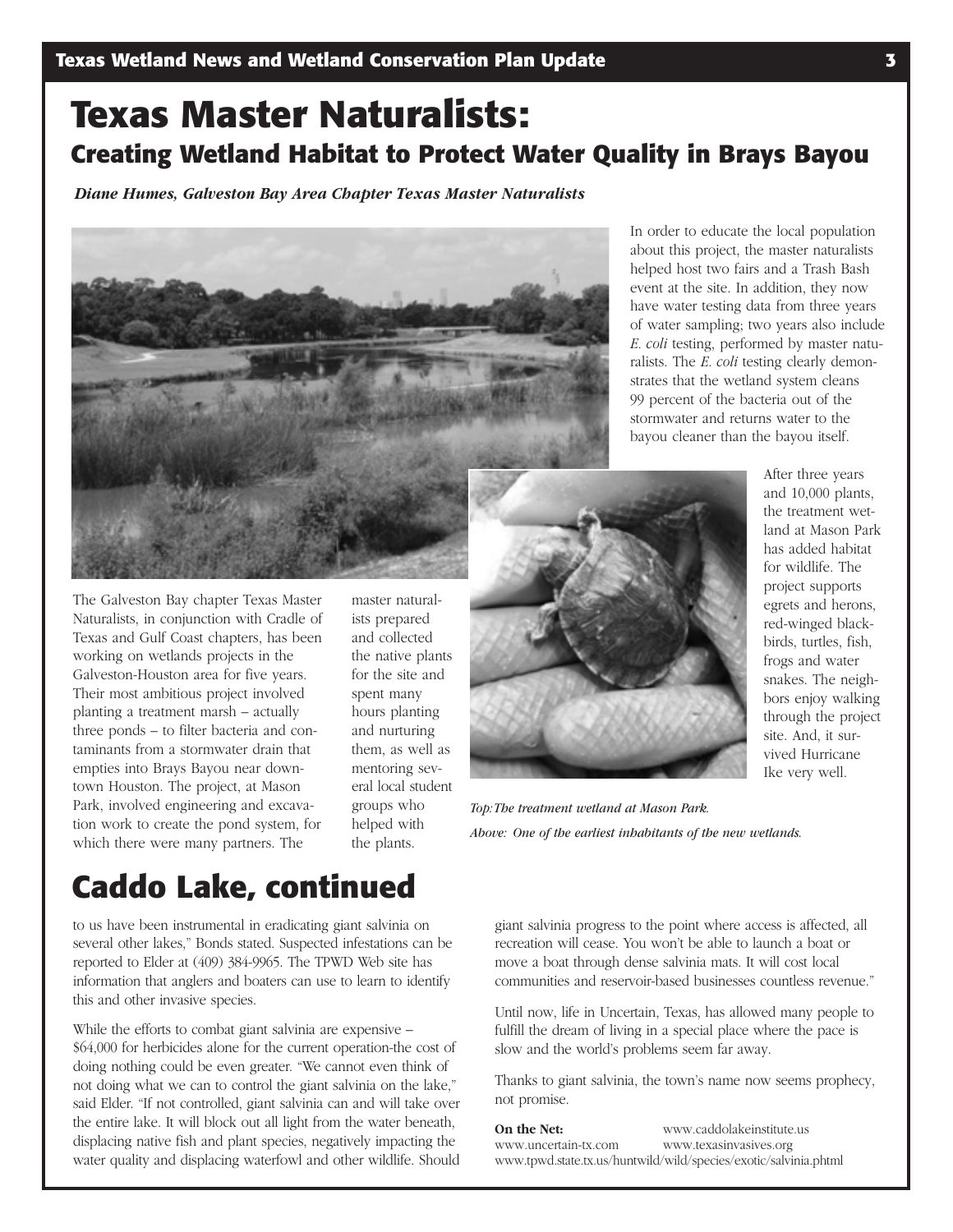# Texas Master Naturalists:

## Creating Wetland Habitat to Protect Water Quality in Brays Bayou

*Diane Humes, Galveston Bay Area Chapter Texas Master Naturalists*

The Galveston Bay chapter Texas Master Naturalists, in conjunction with Cradle of Texas and Gulf Coast chapters, has been working on wetlands projects in the Galveston-Houston area for five years. Their most ambitious project involved planting a treatment marsh – actually three ponds – to filter bacteria and contaminants from a stormwater drain that empties into Brays Bayou near downtown Houston. The project, at Mason Park, involved engineering and excavation work to create the pond system, for which there were many partners. The master naturalists prepared and collected the native plants for the site and spent many hours planting and nurturing them, as well as mentoring several local student groups who helped with the plants.

In order to educate the local population about this project, the master naturalists helped host two fairs and a Trash Bash event at the site. In addition, they now have water testing data from three years of water sampling; two years also include *E. coli* testing, performed by master naturalists. The *E. coli* testing clearly demonstrates that the wetland system cleans 99 percent of the bacteria out of the stormwater and returns water to the bayou cleaner than the bayou itself.

After three years and 10,000 plants, the treatment wetland at Mason Park has added habitat for wildlife. The project supports egrets and herons, red-winged blackbirds, turtles, fish, frogs and water snakes. The neighbors enjoy walking through the project site. And, it survived Hurricane Ike very well.

*Top: The treatment wetland at Mason Park.*

*Above: One of the earliest inhabitants of the new wetlands.*

# Caddo Lake, continued

to us have been instrumental in eradicating giant salvinia on several other lakes," Bonds stated. Suspected infestations can be reported to Elder at (409) 384-9965. The TPWD Web site has information that anglers and boaters can use to learn to identify this and other invasive species.

While the efforts to combat giant salvinia are expensive – $64,000 for herbicides alone for the current operation-the cost of doing nothing could be even greater. "We cannot even think of not doing what we can to control the giant salvinia on the lake," said Elder. "If not controlled, giant salvinia can and will take over the entire lake. It will block out all light from the water beneath, displacing native fish and plant species, negatively impacting the water quality and displacing waterfowl and other wildlife. Should giant salvinia progress to the point where access is affected, all recreation will cease. You won't be able to launch a boat or move a boat through dense salvinia mats. It will cost local communities and reservoir-based businesses countless revenue."

Until now, life in Uncertain, Texas, has allowed many people to fulfill the dream of living in a special place where the pace is slow and the world's problems seem far away.

Thanks to giant salvinia, the town's name now seems prophecy, not promise.

**On the Net:** www.caddolakeinstitute.us
www.uncertain-tx.com www.texasinvasives.org
www.tpwd.state.tx.us/huntwild/wild/species/exotic/salvinia.phtml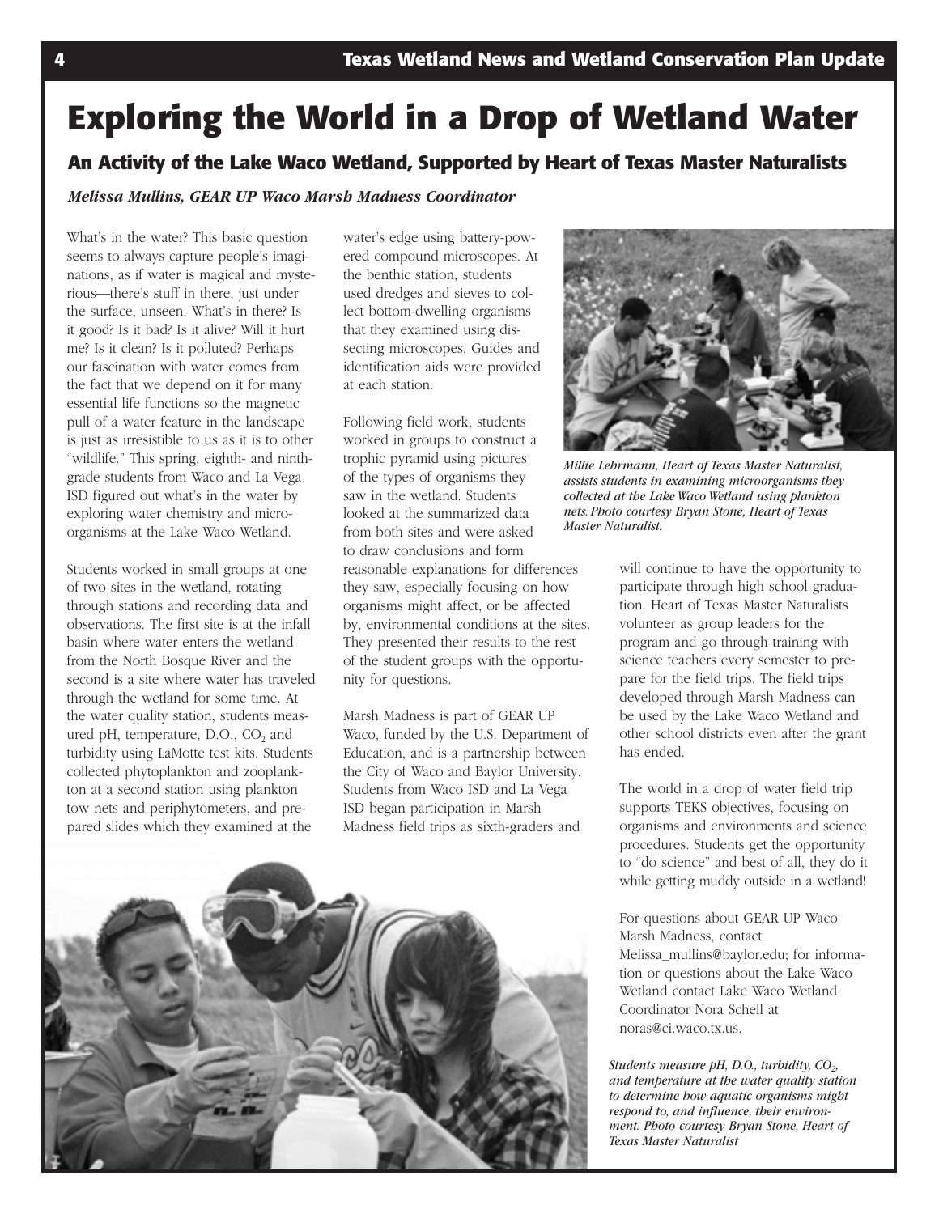# Exploring the World in a Drop of Wetland Water

## An Activity of the Lake Waco Wetland, Supported by Heart of Texas Master Naturalists

*Melissa Mullins, GEAR UP Waco Marsh Madness Coordinator*

What's in the water? This basic question seems to always capture people's imaginations, as if water is magical and mysterious—there's stuff in there, just under the surface, unseen. What's in there? Is it good? Is it bad? Is it alive? Will it hurt me? Is it clean? Is it polluted? Perhaps our fascination with water comes from the fact that we depend on it for many essential life functions so the magnetic pull of a water feature in the landscape is just as irresistible to us as it is to other "wildlife." This spring, eighth- and ninth-grade students from Waco and La Vega ISD figured out what's in the water by exploring water chemistry and micro-organisms at the Lake Waco Wetland.

Students worked in small groups at one of two sites in the wetland, rotating through stations and recording data and observations. The first site is at the infall basin where water enters the wetland from the North Bosque River and the second is a site where water has traveled through the wetland for some time. At the water quality station, students measured pH, temperature, D.O., $CO_2$ and turbidity using LaMotte test kits. Students collected phytoplankton and zooplankton at a second station using plankton tow nets and periphytometers, and prepared slides which they examined at the water's edge using battery-powered compound microscopes. At the benthic station, students used dredges and sieves to collect bottom-dwelling organisms that they examined using dissecting microscopes. Guides and identification aids were provided at each station.

Following field work, students worked in groups to construct a trophic pyramid using pictures of the types of organisms they saw in the wetland. Students looked at the summarized data from both sites and were asked to draw conclusions and form reasonable explanations for differences they saw, especially focusing on how organisms might affect, or be affected by, environmental conditions at the sites. They presented their results to the rest of the student groups with the opportunity for questions.

*Millie Lehrmann, Heart of Texas Master Naturalist, assists students in examining microorganisms they collected at the Lake Waco Wetland using plankton nets. Photo courtesy Bryan Stone, Heart of Texas Master Naturalist.*

Marsh Madness is part of GEAR UP Waco, funded by the U.S. Department of Education, and is a partnership between the City of Waco and Baylor University. Students from Waco ISD and La Vega ISD began participation in Marsh Madness field trips as sixth-graders and will continue to have the opportunity to participate through high school graduation. Heart of Texas Master Naturalists volunteer as group leaders for the program and go through training with science teachers every semester to prepare for the field trips. The field trips developed through Marsh Madness can be used by the Lake Waco Wetland and other school districts even after the grant has ended.

The world in a drop of water field trip supports TEKS objectives, focusing on organisms and environments and science procedures. Students get the opportunity to "do science" and best of all, they do it while getting muddy outside in a wetland!

For questions about GEAR UP Waco Marsh Madness, contact Melissa_mullins@baylor.edu; for information or questions about the Lake Waco Wetland contact Lake Waco Wetland Coordinator Nora Schell at noras@ci.waco.tx.us.

*Students measure pH, D.O., turbidity, $CO_2$, and temperature at the water quality station to determine how aquatic organisms might respond to, and influence, their environment. Photo courtesy Bryan Stone, Heart of Texas Master Naturalist*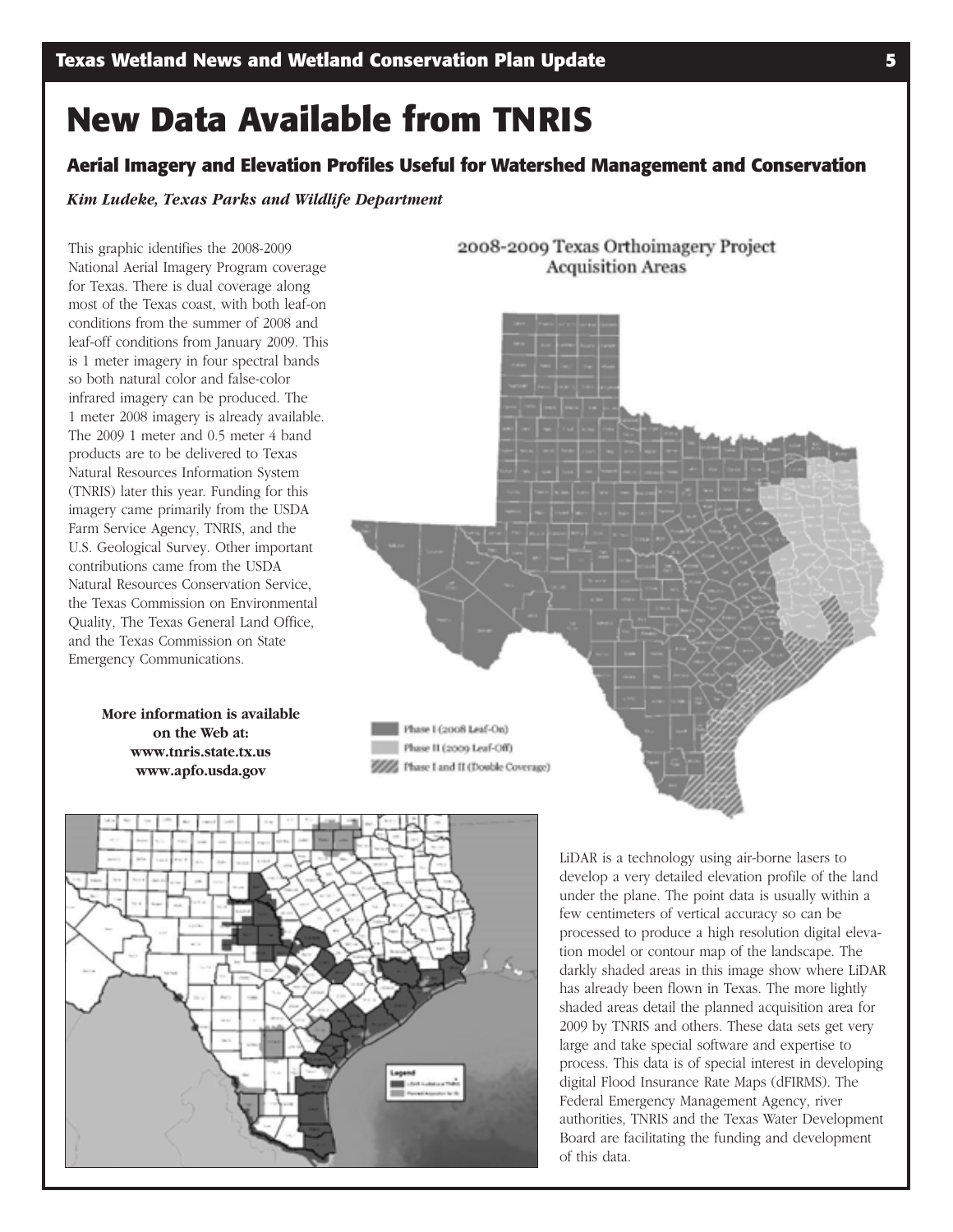# New Data Available from TNRIS

## Aerial Imagery and Elevation Profiles Useful for Watershed Management and Conservation

*Kim Ludeke, Texas Parks and Wildlife Department*

This graphic identifies the 2008-2009 National Aerial Imagery Program coverage for Texas. There is dual coverage along most of the Texas coast, with both leaf-on conditions from the summer of 2008 and leaf-off conditions from January 2009. This is 1 meter imagery in four spectral bands so both natural color and false-color infrared imagery can be produced. The 1 meter 2008 imagery is already available. The 2009 1 meter and 0.5 meter 4 band products are to be delivered to Texas Natural Resources Information System (TNRIS) later this year. Funding for this imagery came primarily from the USDA Farm Service Agency, TNRIS, and the U.S. Geological Survey. Other important contributions came from the USDA Natural Resources Conservation Service, the Texas Commission on Environmental Quality, The Texas General Land Office, and the Texas Commission on State Emergency Communications.

**More information is available on the Web at:**
**www.tnris.state.tx.us**
**www.apfo.usda.gov**

2008-2009 Texas Orthoimagery Project Acquisition Areas

Phase I (2008 Leaf-On)
Phase II (2009 Leaf-Off)
Phase I and II (Double Coverage)

LiDAR is a technology using air-borne lasers to develop a very detailed elevation profile of the land under the plane. The point data is usually within a few centimeters of vertical accuracy so can be processed to produce a high resolution digital elevation model or contour map of the landscape. The darkly shaded areas in this image show where LiDAR has already been flown in Texas. The more lightly shaded areas detail the planned acquisition area for 2009 by TNRIS and others. These data sets get very large and take special software and expertise to process. This data is of special interest in developing digital Flood Insurance Rate Maps (dFIRMS). The Federal Emergency Management Agency, river authorities, TNRIS and the Texas Water Development Board are facilitating the funding and development of this data.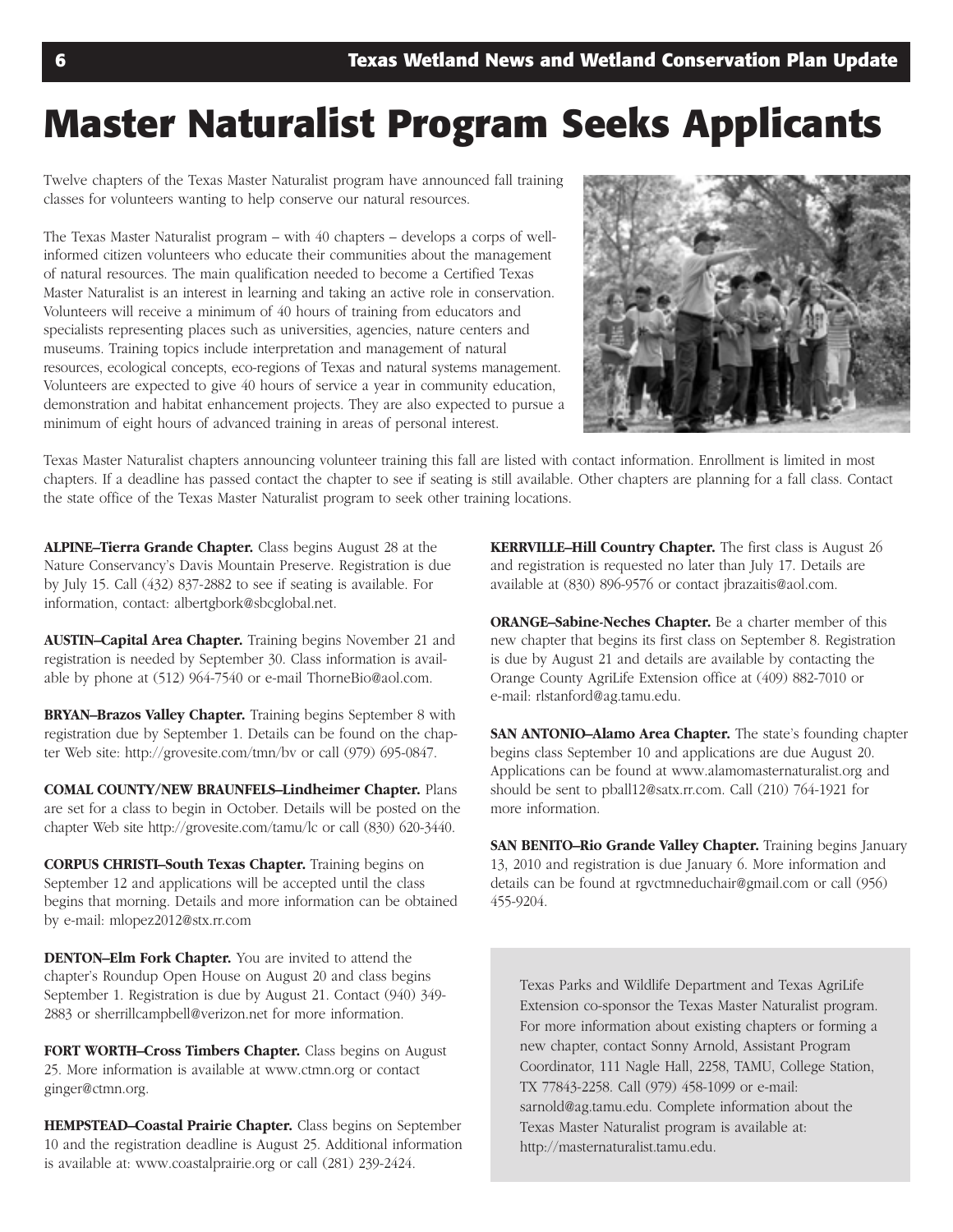# Master Naturalist Program Seeks Applicants

Twelve chapters of the Texas Master Naturalist program have announced fall training classes for volunteers wanting to help conserve our natural resources.

The Texas Master Naturalist program – with 40 chapters – develops a corps of well-informed citizen volunteers who educate their communities about the management of natural resources. The main qualification needed to become a Certified Texas Master Naturalist is an interest in learning and taking an active role in conservation. Volunteers will receive a minimum of 40 hours of training from educators and specialists representing places such as universities, agencies, nature centers and museums. Training topics include interpretation and management of natural resources, ecological concepts, eco-regions of Texas and natural systems management. Volunteers are expected to give 40 hours of service a year in community education, demonstration and habitat enhancement projects. They are also expected to pursue a minimum of eight hours of advanced training in areas of personal interest.

Texas Master Naturalist chapters announcing volunteer training this fall are listed with contact information. Enrollment is limited in most chapters. If a deadline has passed contact the chapter to see if seating is still available. Other chapters are planning for a fall class. Contact the state office of the Texas Master Naturalist program to seek other training locations.

**ALPINE–Tierra Grande Chapter.** Class begins August 28 at the Nature Conservancy's Davis Mountain Preserve. Registration is due by July 15. Call (432) 837-2882 to see if seating is available. For information, contact: albertgbork@sbcglobal.net.

**AUSTIN–Capital Area Chapter.** Training begins November 21 and registration is needed by September 30. Class information is available by phone at (512) 964-7540 or e-mail ThorneBio@aol.com.

**BRYAN–Brazos Valley Chapter.** Training begins September 8 with registration due by September 1. Details can be found on the chapter Web site: http://grovesite.com/tmn/bv or call (979) 695-0847.

**COMAL COUNTY/NEW BRAUNFELS–Lindheimer Chapter.** Plans are set for a class to begin in October. Details will be posted on the chapter Web site http://grovesite.com/tamu/lc or call (830) 620-3440.

**CORPUS CHRISTI–South Texas Chapter.** Training begins on September 12 and applications will be accepted until the class begins that morning. Details and more information can be obtained by e-mail: mlopez2012@stx.rr.com

**DENTON–Elm Fork Chapter.** You are invited to attend the chapter's Roundup Open House on August 20 and class begins September 1. Registration is due by August 21. Contact (940) 349-2883 or sherrillcampbell@verizon.net for more information.

**FORT WORTH–Cross Timbers Chapter.** Class begins on August 25. More information is available at www.ctmn.org or contact ginger@ctmn.org.

**HEMPSTEAD–Coastal Prairie Chapter.** Class begins on September 10 and the registration deadline is August 25. Additional information is available at: www.coastalprairie.org or call (281) 239-2424.

**KERRVILLE–Hill Country Chapter.** The first class is August 26 and registration is requested no later than July 17. Details are available at (830) 896-9576 or contact jbrazaitis@aol.com.

**ORANGE–Sabine-Neches Chapter.** Be a charter member of this new chapter that begins its first class on September 8. Registration is due by August 21 and details are available by contacting the Orange County AgriLife Extension office at (409) 882-7010 or e-mail: rlstanford@ag.tamu.edu.

**SAN ANTONIO–Alamo Area Chapter.** The state's founding chapter begins class September 10 and applications are due August 20. Applications can be found at www.alamomasternaturalist.org and should be sent to pball12@satx.rr.com. Call (210) 764-1921 for more information.

**SAN BENITO–Rio Grande Valley Chapter.** Training begins January 13, 2010 and registration is due January 6. More information and details can be found at rgvctmneduchair@gmail.com or call (956) 455-9204.

Texas Parks and Wildlife Department and Texas AgriLife Extension co-sponsor the Texas Master Naturalist program. For more information about existing chapters or forming a new chapter, contact Sonny Arnold, Assistant Program Coordinator, 111 Nagle Hall, 2258, TAMU, College Station, TX 77843-2258. Call (979) 458-1099 or e-mail: sarnold@ag.tamu.edu. Complete information about the Texas Master Naturalist program is available at: http://masternaturalist.tamu.edu.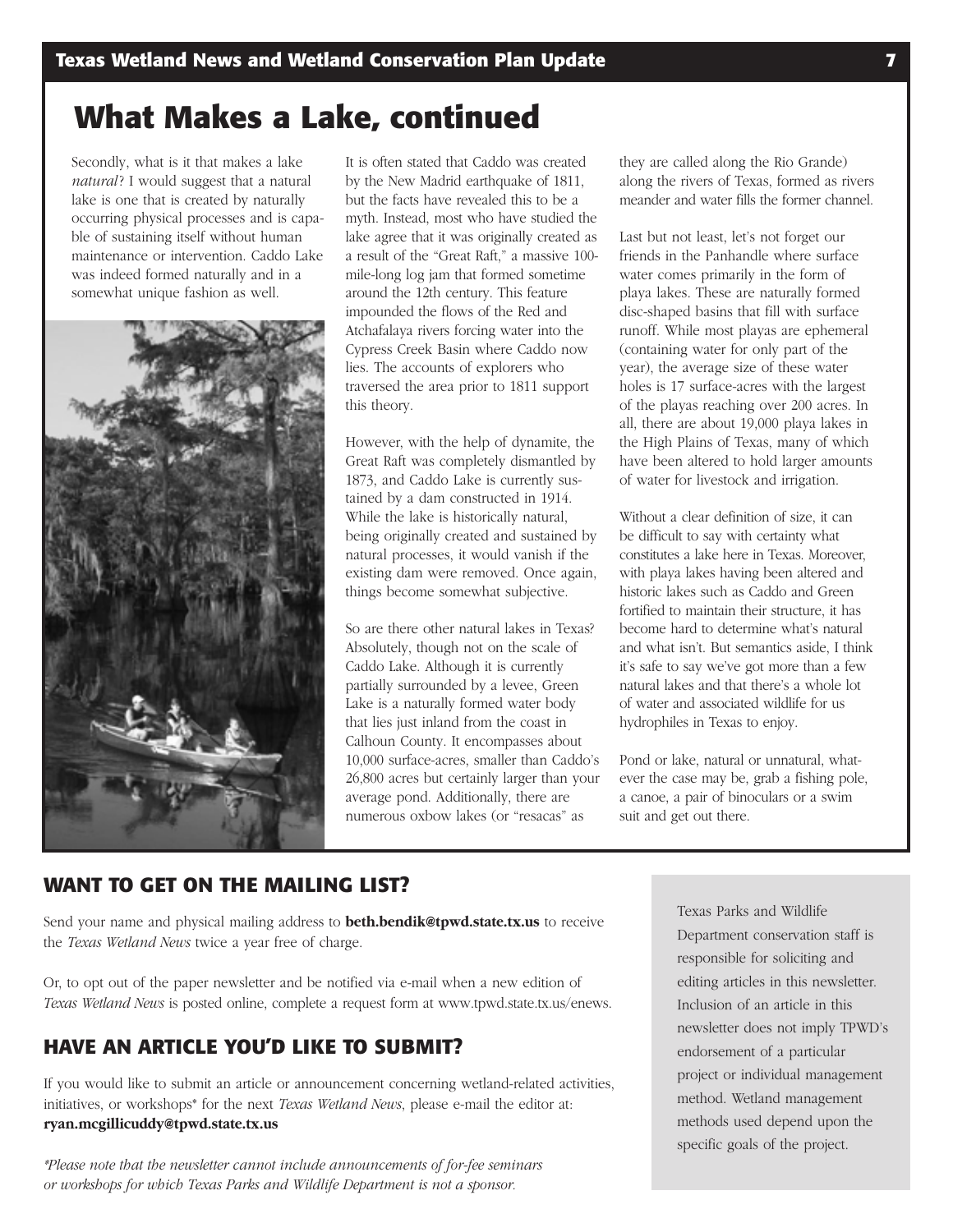# What Makes a Lake, continued

Secondly, what is it that makes a lake *natural*? I would suggest that a natural lake is one that is created by naturally occurring physical processes and is capable of sustaining itself without human maintenance or intervention. Caddo Lake was indeed formed naturally and in a somewhat unique fashion as well.

It is often stated that Caddo was created by the New Madrid earthquake of 1811, but the facts have revealed this to be a myth. Instead, most who have studied the lake agree that it was originally created as a result of the "Great Raft," a massive 100-mile-long log jam that formed sometime around the 12th century. This feature impounded the flows of the Red and Atchafalaya rivers forcing water into the Cypress Creek Basin where Caddo now lies. The accounts of explorers who traversed the area prior to 1811 support this theory.

However, with the help of dynamite, the Great Raft was completely dismantled by 1873, and Caddo Lake is currently sustained by a dam constructed in 1914. While the lake is historically natural, being originally created and sustained by natural processes, it would vanish if the existing dam were removed. Once again, things become somewhat subjective.

So are there other natural lakes in Texas? Absolutely, though not on the scale of Caddo Lake. Although it is currently partially surrounded by a levee, Green Lake is a naturally formed water body that lies just inland from the coast in Calhoun County. It encompasses about 10,000 surface-acres, smaller than Caddo's 26,800 acres but certainly larger than your average pond. Additionally, there are numerous oxbow lakes (or "resacas" as they are called along the Rio Grande) along the rivers of Texas, formed as rivers meander and water fills the former channel.

Last but not least, let's not forget our friends in the Panhandle where surface water comes primarily in the form of playa lakes. These are naturally formed disc-shaped basins that fill with surface runoff. While most playas are ephemeral (containing water for only part of the year), the average size of these water holes is 17 surface-acres with the largest of the playas reaching over 200 acres. In all, there are about 19,000 playa lakes in the High Plains of Texas, many of which have been altered to hold larger amounts of water for livestock and irrigation.

Without a clear definition of size, it can be difficult to say with certainty what constitutes a lake here in Texas. Moreover, with playa lakes having been altered and historic lakes such as Caddo and Green fortified to maintain their structure, it has become hard to determine what's natural and what isn't. But semantics aside, I think it's safe to say we've got more than a few natural lakes and that there's a whole lot of water and associated wildlife for us hydrophiles in Texas to enjoy.

Pond or lake, natural or unnatural, whatever the case may be, grab a fishing pole, a canoe, a pair of binoculars or a swim suit and get out there.

## WANT TO GET ON THE MAILING LIST?

Send your name and physical mailing address to **beth.bendik@tpwd.state.tx.us** to receive the *Texas Wetland News* twice a year free of charge.

Or, to opt out of the paper newsletter and be notified via e-mail when a new edition of *Texas Wetland News* is posted online, complete a request form at www.tpwd.state.tx.us/enews.

## HAVE AN ARTICLE YOU'D LIKE TO SUBMIT?

If you would like to submit an article or announcement concerning wetland-related activities, initiatives, or workshops* for the next *Texas Wetland News*, please e-mail the editor at: **ryan.mcgillicuddy@tpwd.state.tx.us**

*\*Please note that the newsletter cannot include announcements of for-fee seminars or workshops for which Texas Parks and Wildlife Department is not a sponsor.*

Texas Parks and Wildlife Department conservation staff is responsible for soliciting and editing articles in this newsletter. Inclusion of an article in this newsletter does not imply TPWD's endorsement of a particular project or individual management method. Wetland management methods used depend upon the specific goals of the project.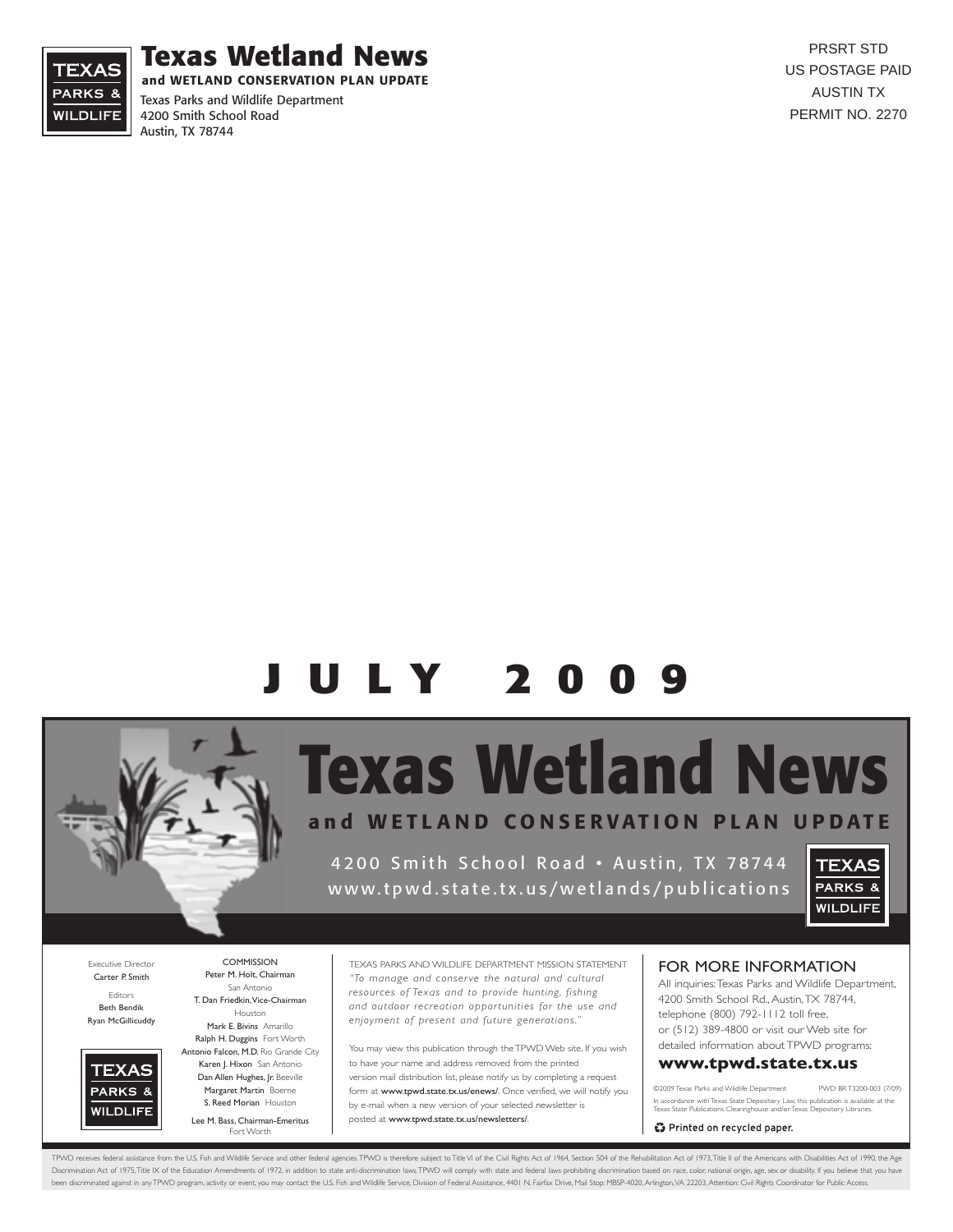**Texas Wetland News**
**and WETLAND CONSERVATION PLAN UPDATE**
Texas Parks and Wildlife Department
4200 Smith School Road
Austin, TX 78744

PRSRT STD
US POSTAGE PAID
AUSTIN TX
PERMIT NO. 2270

# JULY 2009

# Texas Wetland News

## and WETLAND CONSERVATION PLAN UPDATE

4200 Smith School Road • Austin, TX 78744
www.tpwd.state.tx.us/wetlands/publications

Executive Director
Carter P. Smith

Editors
Beth Bendik
Ryan McGillicuddy

COMMISSION
Peter M. Holt, Chairman
San Antonio
T. Dan Friedkin, Vice-Chairman
Houston
Mark E. Bivins Amarillo
Ralph H. Duggins Fort Worth
Antonio Falcon, M.D. Rio Grande City
Karen J. Hixon San Antonio
Dan Allen Hughes, Jr. Beeville
Margaret Martin Boerne
S. Reed Morian Houston
Lee M. Bass, Chairman-Emeritus
Fort Worth

TEXAS PARKS AND WILDLIFE DEPARTMENT MISSION STATEMENT
*"To manage and conserve the natural and cultural resources of Texas and to provide hunting, fishing and outdoor recreation opportunities for the use and enjoyment of present and future generations."*

You may view this publication through the TPWD Web site. If you wish to have your name and address removed from the printed version mail distribution list, please notify us by completing a request form at **www.tpwd.state.tx.us/enews/**. Once verified, we will notify you by e-mail when a new version of your selected newsletter is posted at **www.tpwd.state.tx.us/newsletters/**.

## FOR MORE INFORMATION

All inquiries: Texas Parks and Wildlife Department, 4200 Smith School Rd., Austin, TX 78744, telephone (800) 792-1112 toll free, or (512) 389-4800 or visit our Web site for detailed information about TPWD programs:

**www.tpwd.state.tx.us**

©2009 Texas Parks and Wildlife Department PWD BR T3200-003 (7/09)

In accordance with Texas State Depository Law, this publication is available at the Texas State Publications Clearinghouse and/or Texas Depository Libraries.

♻ Printed on recycled paper.

TPWD receives federal assistance from the U.S. Fish and Wildlife Service and other federal agencies. TPWD is therefore subject to Title VI of the Civil Rights Act of 1964, Section 504 of the Rehabilitation Act of 1973, Title II of the Americans with Disabilities Act of 1990, the Age Discrimination Act of 1975, Title IX of the Education Amendments of 1972, in addition to state anti-discrimination laws. TPWD will comply with state and federal laws prohibiting discrimination based on race, color, national origin, age, sex or disability. If you believe that you have been discriminated against in any TPWD program, activity or event, you may contact the U.S. Fish and Wildlife Service, Division of Federal Assistance, 4401 N. Fairfax Drive, Mail Stop: MBSP-4020, Arlington, VA 22203, Attention: Civil Rights Coordinator for Public Access.